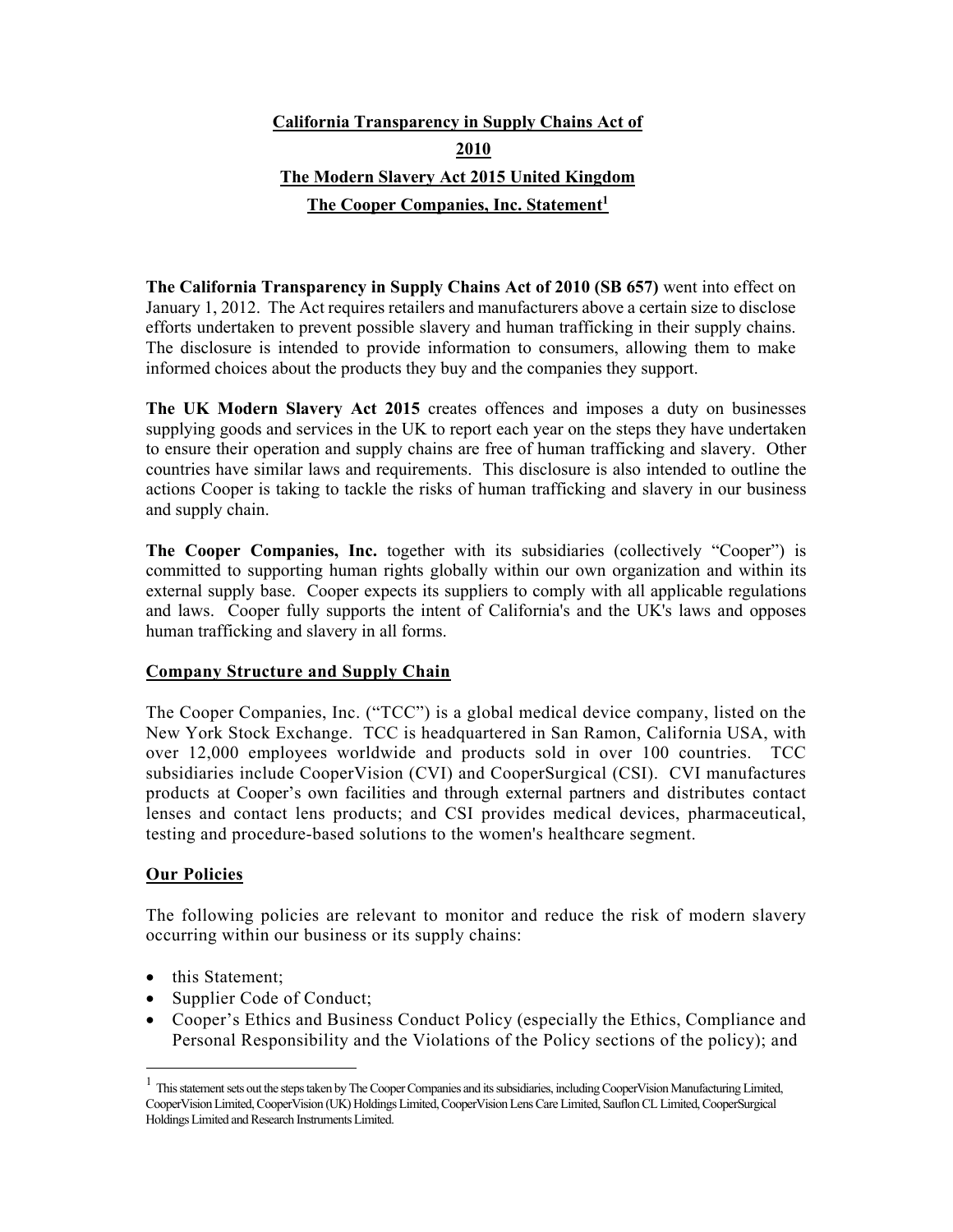**California Transparency in Supply Chains Act of 2010**

**The Modern Slavery Act 2015 United Kingdom**

**The Cooper Companies, Inc. Statement[1]**

**The California Transparency in Supply Chains Act of 2010 (SB 657)** went into effect on January 1, 2012. The Act requires retailers and manufacturers above a certain size to disclose efforts undertaken to prevent possible slavery and human trafficking in their supply chains. The disclosure is intended to provide information to consumers, allowing them to make informed choices about the products they buy and the companies they support.

**The UK Modern Slavery Act 2015** creates offences and imposes a duty on businesses supplying goods and services in the UK to report each year on the steps they have undertaken to ensure their operation and supply chains are free of human trafficking and slavery. Other countries have similar laws and requirements. This disclosure is also intended to outline the actions Cooper is taking to tackle the risks of human trafficking and slavery in our business and supply chain.

**The Cooper Companies, Inc.** together with its subsidiaries (collectively "Cooper") is committed to supporting human rights globally within our own organization and within its external supply base. Cooper expects its suppliers to comply with all applicable regulations and laws. Cooper fully supports the intent of California's and the UK's laws and opposes human trafficking and slavery in all forms.

## Company Structure and Supply Chain

The Cooper Companies, Inc. ("TCC") is a global medical device company, listed on the New York Stock Exchange. TCC is headquartered in San Ramon, California USA, with over 12,000 employees worldwide and products sold in over 100 countries. TCC subsidiaries include CooperVision (CVI) and CooperSurgical (CSI). CVI manufactures products at Cooper's own facilities and through external partners and distributes contact lenses and contact lens products; and CSI provides medical devices, pharmaceutical, testing and procedure-based solutions to the women's healthcare segment.

## Our Policies

The following policies are relevant to monitor and reduce the risk of modern slavery occurring within our business or its supply chains:

- this Statement;
- Supplier Code of Conduct;
- Cooper's Ethics and Business Conduct Policy (especially the Ethics, Compliance and Personal Responsibility and the Violations of the Policy sections of the policy); and

[1] This statement sets out the steps taken by The Cooper Companies and its subsidiaries, including CooperVision Manufacturing Limited, CooperVision Limited, CooperVision (UK) Holdings Limited, CooperVision Lens Care Limited, Sauflon CL Limited, CooperSurgical Holdings Limited and Research Instruments Limited.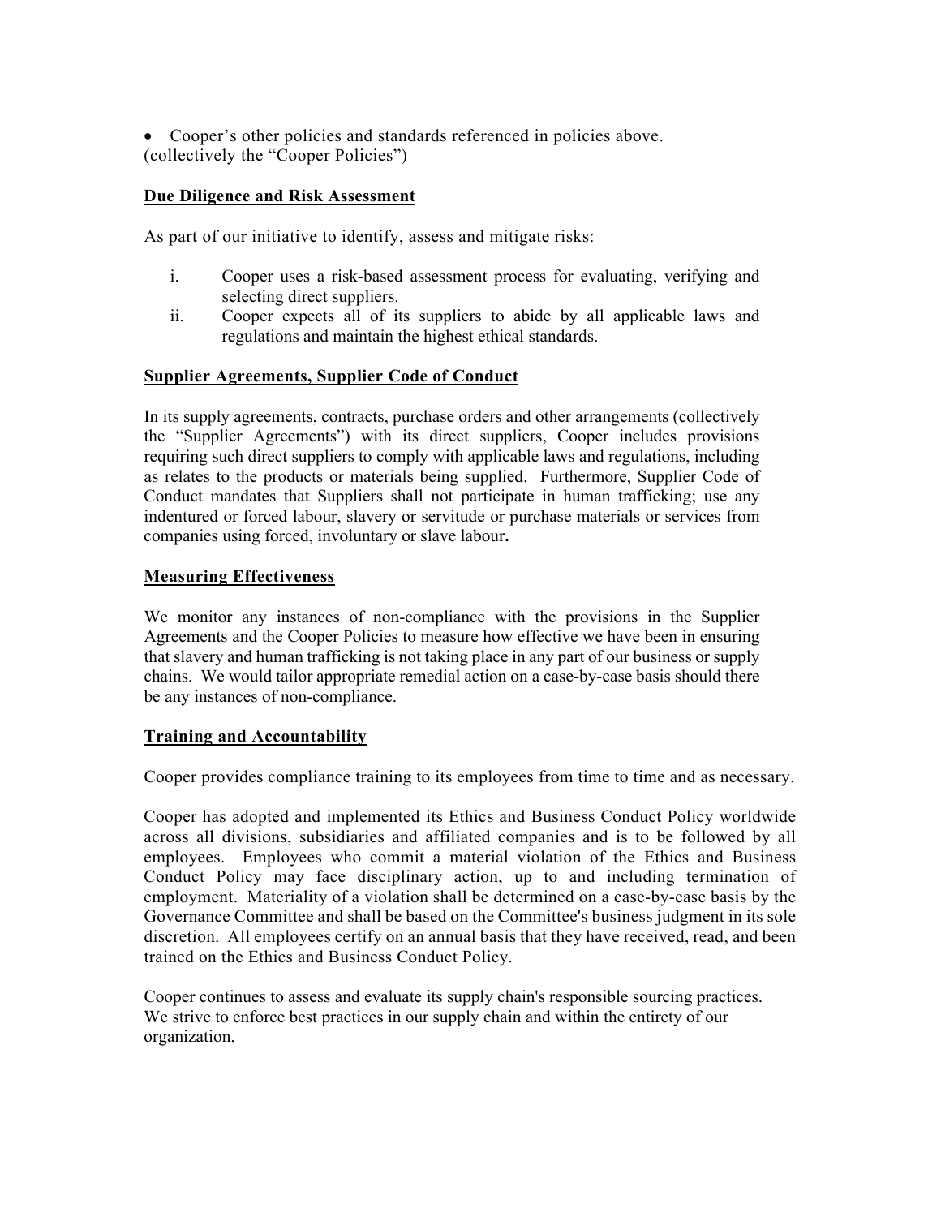- Cooper's other policies and standards referenced in policies above.

(collectively the "Cooper Policies")

**Due Diligence and Risk Assessment**

As part of our initiative to identify, assess and mitigate risks:

i. Cooper uses a risk-based assessment process for evaluating, verifying and selecting direct suppliers.

ii. Cooper expects all of its suppliers to abide by all applicable laws and regulations and maintain the highest ethical standards.

**Supplier Agreements, Supplier Code of Conduct**

In its supply agreements, contracts, purchase orders and other arrangements (collectively the "Supplier Agreements") with its direct suppliers, Cooper includes provisions requiring such direct suppliers to comply with applicable laws and regulations, including as relates to the products or materials being supplied. Furthermore, Supplier Code of Conduct mandates that Suppliers shall not participate in human trafficking; use any indentured or forced labour, slavery or servitude or purchase materials or services from companies using forced, involuntary or slave labour**.**

**Measuring Effectiveness**

We monitor any instances of non-compliance with the provisions in the Supplier Agreements and the Cooper Policies to measure how effective we have been in ensuring that slavery and human trafficking is not taking place in any part of our business or supply chains. We would tailor appropriate remedial action on a case-by-case basis should there be any instances of non-compliance.

**Training and Accountability**

Cooper provides compliance training to its employees from time to time and as necessary.

Cooper has adopted and implemented its Ethics and Business Conduct Policy worldwide across all divisions, subsidiaries and affiliated companies and is to be followed by all employees. Employees who commit a material violation of the Ethics and Business Conduct Policy may face disciplinary action, up to and including termination of employment. Materiality of a violation shall be determined on a case-by-case basis by the Governance Committee and shall be based on the Committee's business judgment in its sole discretion. All employees certify on an annual basis that they have received, read, and been trained on the Ethics and Business Conduct Policy.

Cooper continues to assess and evaluate its supply chain's responsible sourcing practices. We strive to enforce best practices in our supply chain and within the entirety of our organization.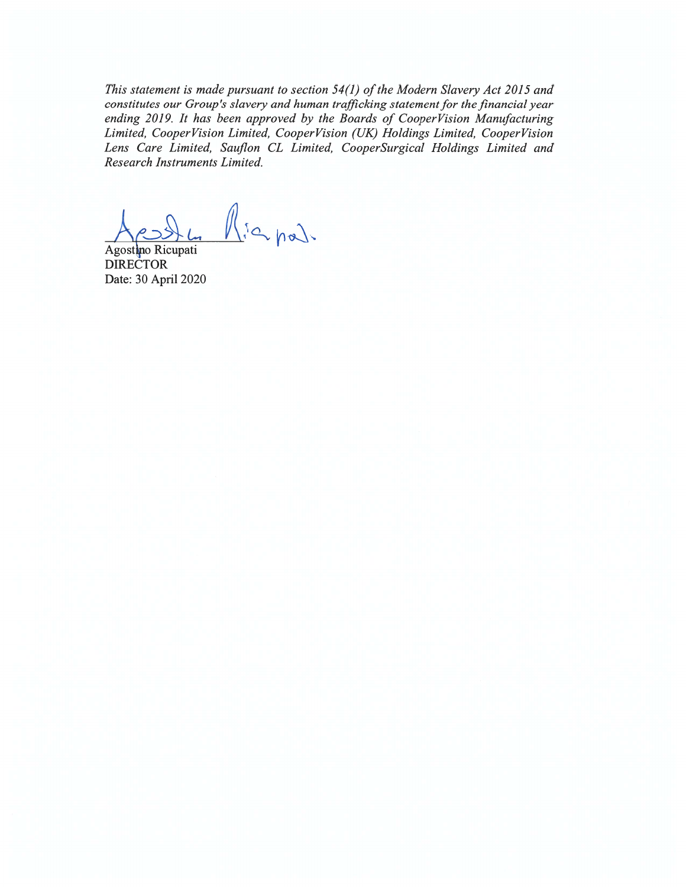*This statement is made pursuant to section 54(1) of the Modern Slavery Act 2015 and constitutes our Group's slavery and human trafficking statement for the financial year ending 2019. It has been approved by the Boards of CooperVision Manufacturing Limited, CooperVision Limited, CooperVision (UK) Holdings Limited, CooperVision Lens Care Limited, Sauflon CL Limited, CooperSurgical Holdings Limited and Research Instruments Limited.*

Agostino Ricupati
DIRECTOR
Date: 30 April 2020